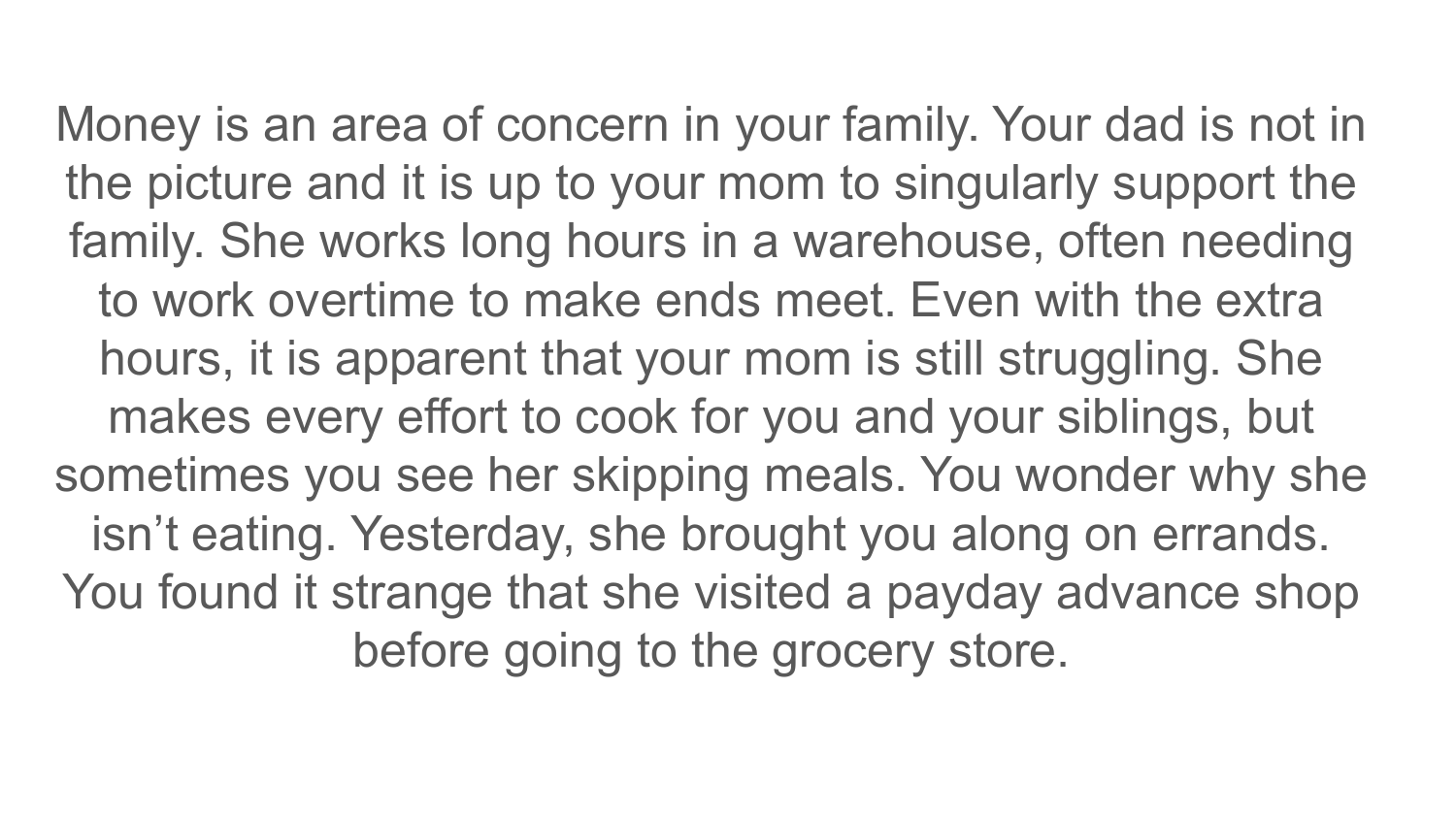Money is an area of concern in your family. Your dad is not in the picture and it is up to your mom to singularly support the family. She works long hours in a warehouse, often needing to work overtime to make ends meet. Even with the extra hours, it is apparent that your mom is still struggling. She makes every effort to cook for you and your siblings, but sometimes you see her skipping meals. You wonder why she isn't eating. Yesterday, she brought you along on errands. You found it strange that she visited a payday advance shop before going to the grocery store.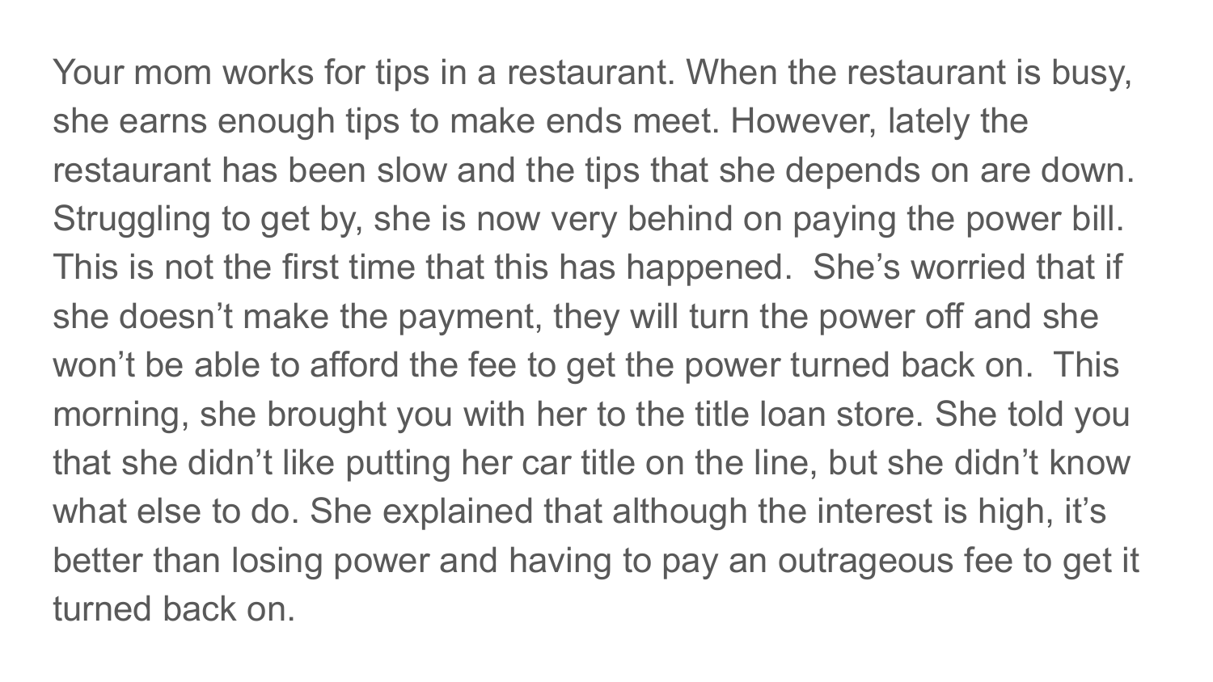Your mom works for tips in a restaurant. When the restaurant is busy, she earns enough tips to make ends meet. However, lately the restaurant has been slow and the tips that she depends on are down. Struggling to get by, she is now very behind on paying the power bill. This is not the first time that this has happened. She's worried that if she doesn't make the payment, they will turn the power off and she won't be able to afford the fee to get the power turned back on. This morning, she brought you with her to the title loan store. She told you that she didn't like putting her car title on the line, but she didn't know what else to do. She explained that although the interest is high, it's better than losing power and having to pay an outrageous fee to get it turned back on.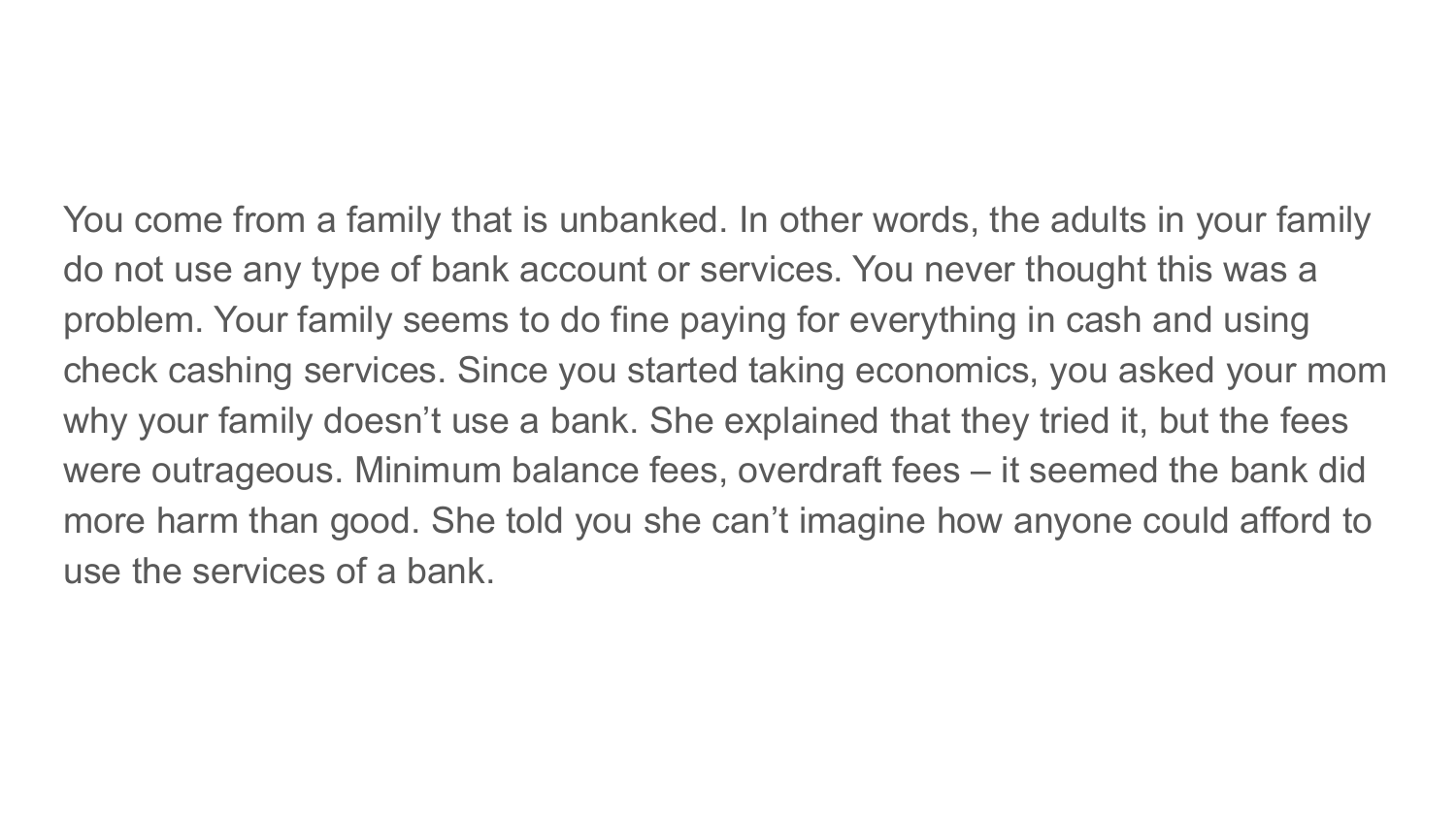You come from a family that is unbanked. In other words, the adults in your family do not use any type of bank account or services. You never thought this was a problem. Your family seems to do fine paying for everything in cash and using check cashing services. Since you started taking economics, you asked your mom why your family doesn't use a bank. She explained that they tried it, but the fees were outrageous. Minimum balance fees, overdraft fees – it seemed the bank did more harm than good. She told you she can't imagine how anyone could afford to use the services of a bank.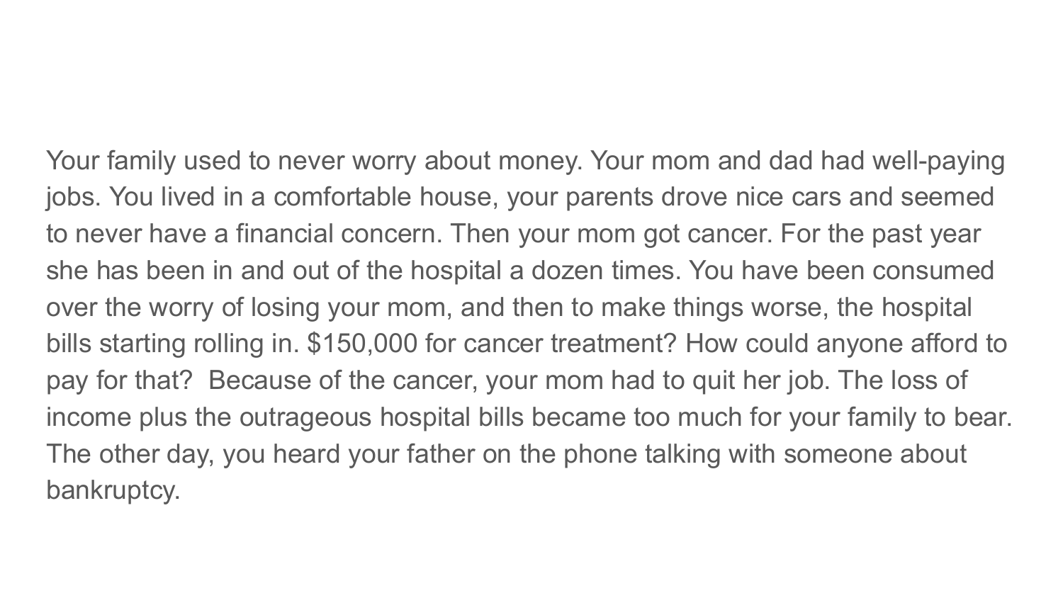Your family used to never worry about money. Your mom and dad had well-paying jobs. You lived in a comfortable house, your parents drove nice cars and seemed to never have a financial concern. Then your mom got cancer. For the past year she has been in and out of the hospital a dozen times. You have been consumed over the worry of losing your mom, and then to make things worse, the hospital bills starting rolling in. $150,000 for cancer treatment? How could anyone afford to pay for that?  Because of the cancer, your mom had to quit her job. The loss of income plus the outrageous hospital bills became too much for your family to bear. The other day, you heard your father on the phone talking with someone about bankruptcy.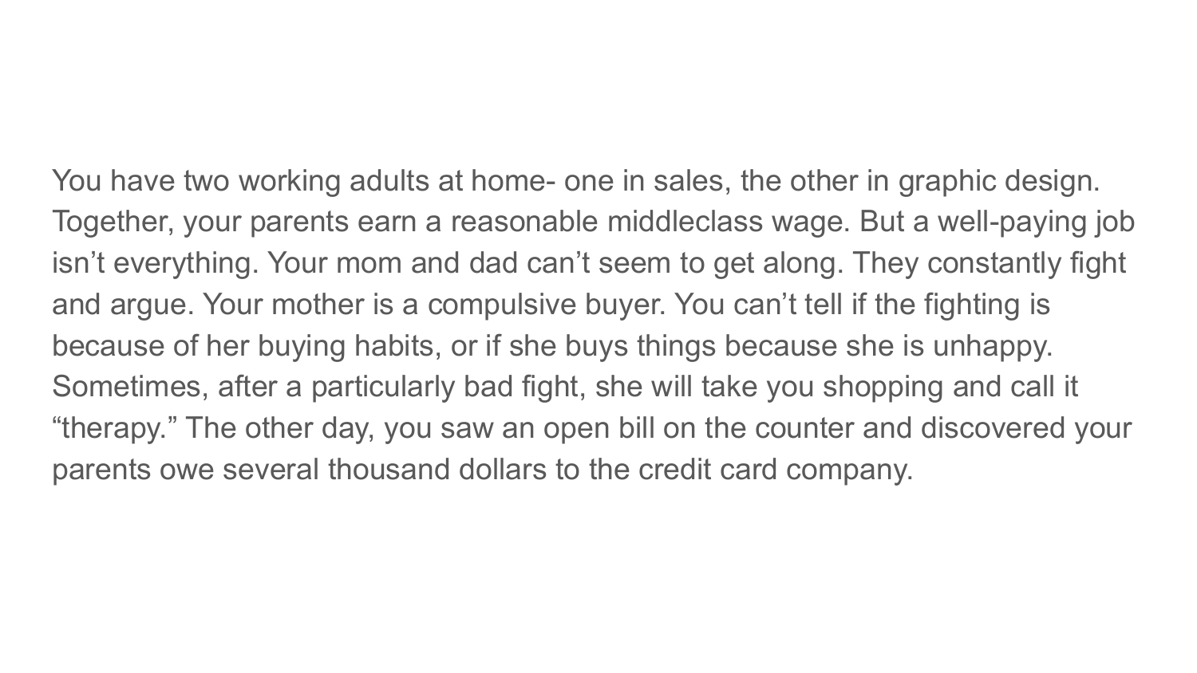You have two working adults at home- one in sales, the other in graphic design. Together, your parents earn a reasonable middleclass wage. But a well-paying job isn't everything. Your mom and dad can't seem to get along. They constantly fight and argue. Your mother is a compulsive buyer. You can't tell if the fighting is because of her buying habits, or if she buys things because she is unhappy. Sometimes, after a particularly bad fight, she will take you shopping and call it "therapy." The other day, you saw an open bill on the counter and discovered your parents owe several thousand dollars to the credit card company.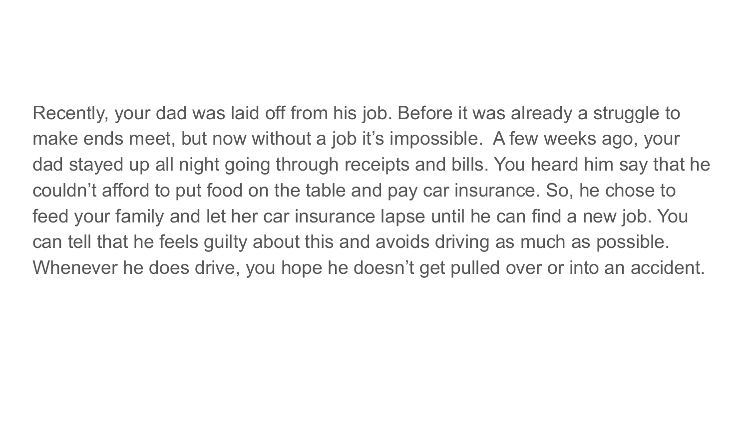Recently, your dad was laid off from his job. Before it was already a struggle to make ends meet, but now without a job it's impossible.  A few weeks ago, your dad stayed up all night going through receipts and bills. You heard him say that he couldn't afford to put food on the table and pay car insurance. So, he chose to feed your family and let her car insurance lapse until he can find a new job. You can tell that he feels guilty about this and avoids driving as much as possible. Whenever he does drive, you hope he doesn't get pulled over or into an accident.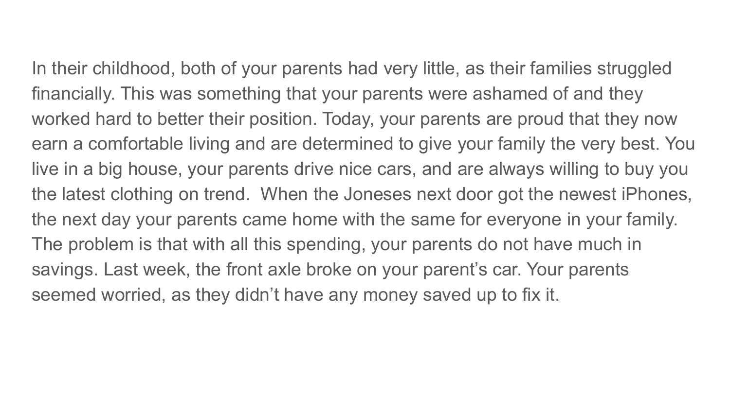In their childhood, both of your parents had very little, as their families struggled financially. This was something that your parents were ashamed of and they worked hard to better their position. Today, your parents are proud that they now earn a comfortable living and are determined to give your family the very best. You live in a big house, your parents drive nice cars, and are always willing to buy you the latest clothing on trend.  When the Joneses next door got the newest iPhones, the next day your parents came home with the same for everyone in your family. The problem is that with all this spending, your parents do not have much in savings. Last week, the front axle broke on your parent's car. Your parents seemed worried, as they didn't have any money saved up to fix it.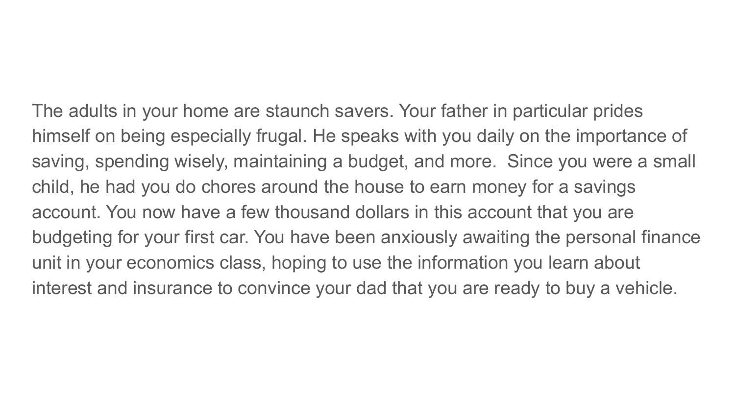The adults in your home are staunch savers. Your father in particular prides himself on being especially frugal. He speaks with you daily on the importance of saving, spending wisely, maintaining a budget, and more. Since you were a small child, he had you do chores around the house to earn money for a savings account. You now have a few thousand dollars in this account that you are budgeting for your first car. You have been anxiously awaiting the personal finance unit in your economics class, hoping to use the information you learn about interest and insurance to convince your dad that you are ready to buy a vehicle.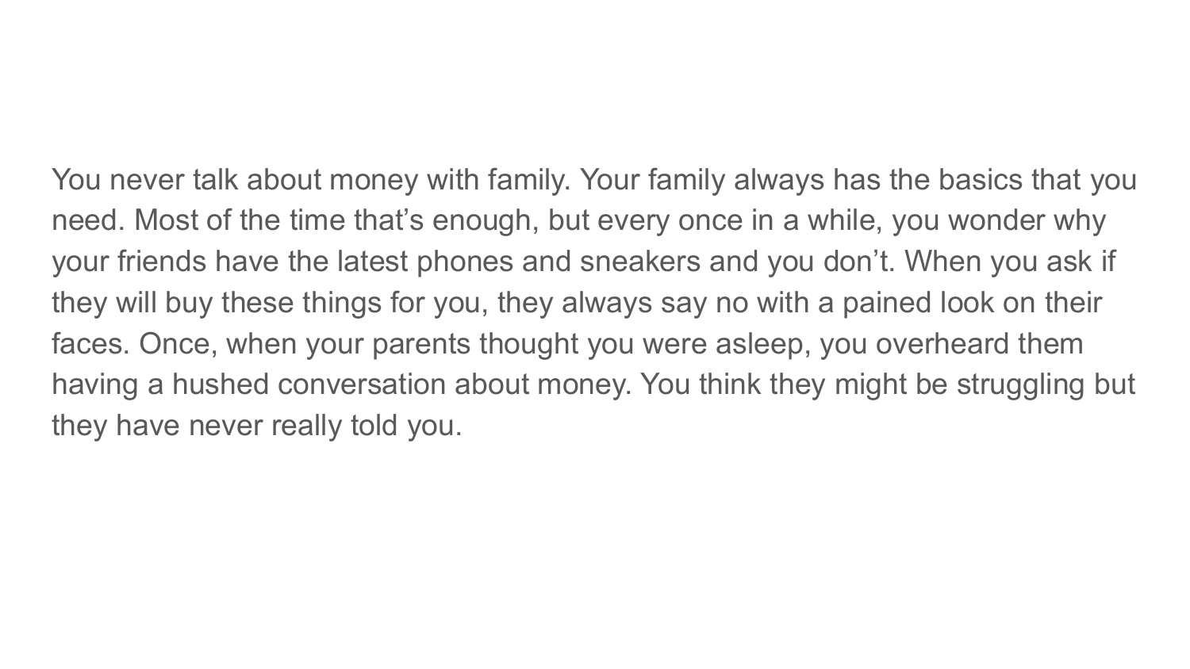You never talk about money with family. Your family always has the basics that you need. Most of the time that's enough, but every once in a while, you wonder why your friends have the latest phones and sneakers and you don't. When you ask if they will buy these things for you, they always say no with a pained look on their faces. Once, when your parents thought you were asleep, you overheard them having a hushed conversation about money. You think they might be struggling but they have never really told you.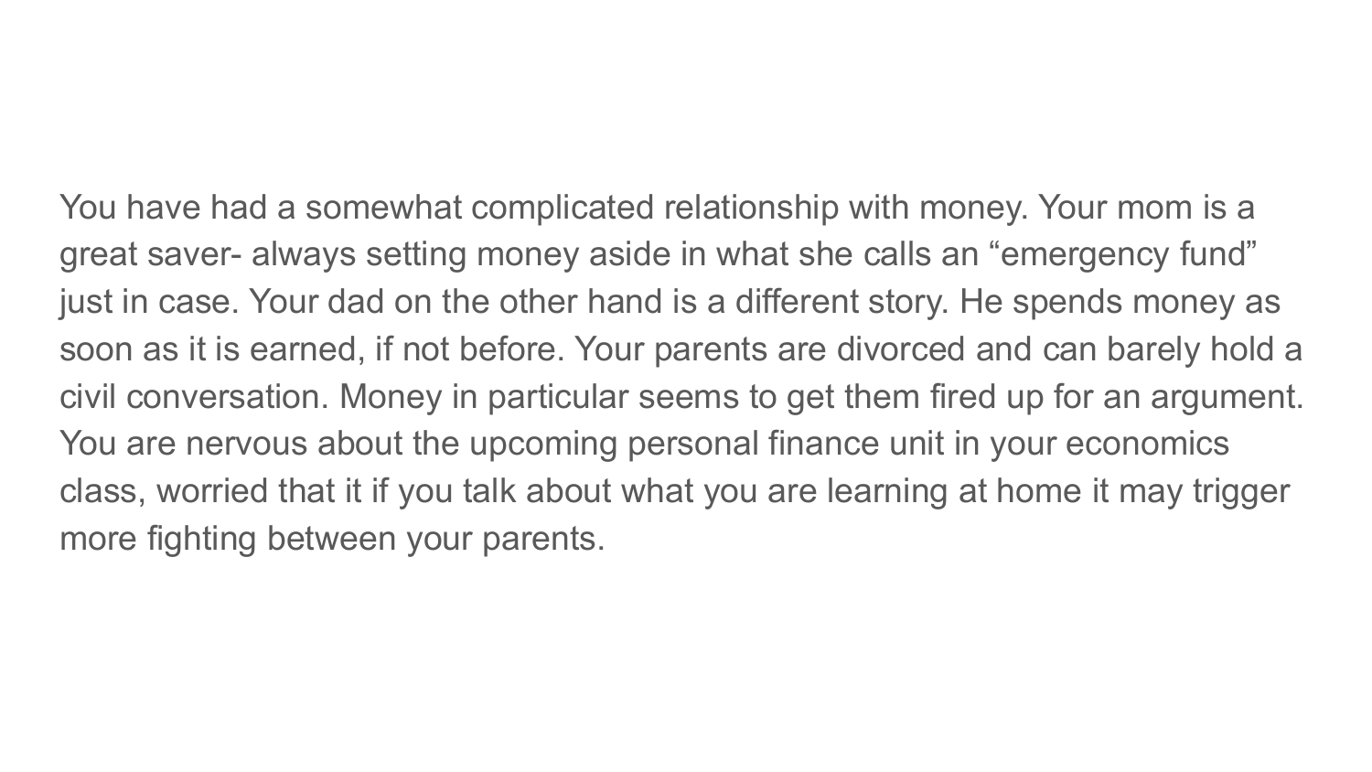You have had a somewhat complicated relationship with money. Your mom is a great saver- always setting money aside in what she calls an "emergency fund" just in case. Your dad on the other hand is a different story. He spends money as soon as it is earned, if not before. Your parents are divorced and can barely hold a civil conversation. Money in particular seems to get them fired up for an argument. You are nervous about the upcoming personal finance unit in your economics class, worried that it if you talk about what you are learning at home it may trigger more fighting between your parents.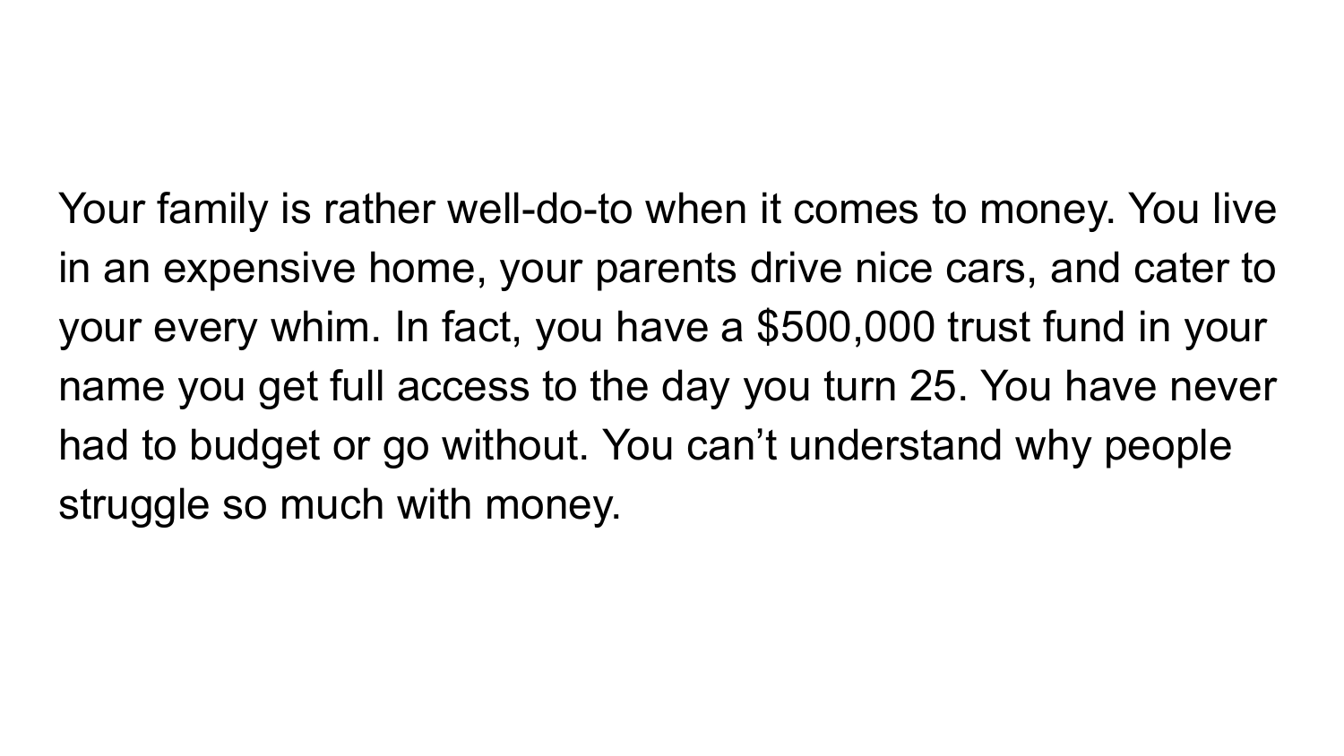Your family is rather well-do-to when it comes to money. You live in an expensive home, your parents drive nice cars, and cater to your every whim. In fact, you have a $500,000 trust fund in your name you get full access to the day you turn 25. You have never had to budget or go without. You can’t understand why people struggle so much with money.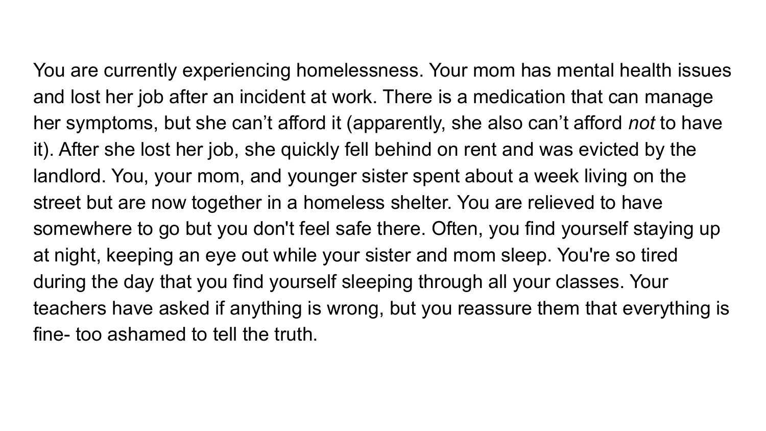You are currently experiencing homelessness. Your mom has mental health issues and lost her job after an incident at work. There is a medication that can manage her symptoms, but she can't afford it (apparently, she also can't afford *not* to have it). After she lost her job, she quickly fell behind on rent and was evicted by the landlord. You, your mom, and younger sister spent about a week living on the street but are now together in a homeless shelter. You are relieved to have somewhere to go but you don't feel safe there. Often, you find yourself staying up at night, keeping an eye out while your sister and mom sleep. You're so tired during the day that you find yourself sleeping through all your classes. Your teachers have asked if anything is wrong, but you reassure them that everything is fine- too ashamed to tell the truth.